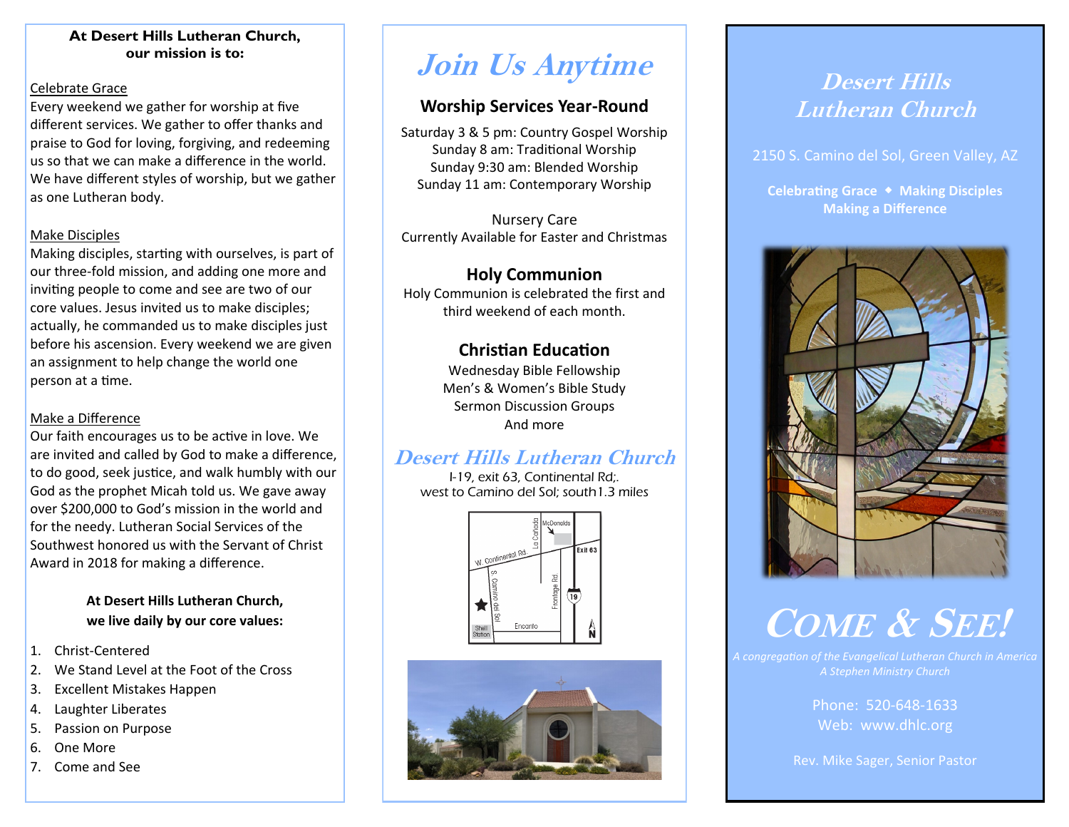**At Desert Hills Lutheran Church, our mission is to:**

Celebrate Grace

Every weekend we gather for worship at five different services. We gather to offer thanks and praise to God for loving, forgiving, and redeeming us so that we can make a difference in the world. We have different styles of worship, but we gather as one Lutheran body.

Make Disciples

Making disciples, starting with ourselves, is part of our three-fold mission, and adding one more and inviting people to come and see are two of our core values. Jesus invited us to make disciples; actually, he commanded us to make disciples just before his ascension. Every weekend we are given an assignment to help change the world one person at a time.

Make a Difference

Our faith encourages us to be active in love. We are invited and called by God to make a difference, to do good, seek justice, and walk humbly with our God as the prophet Micah told us. We gave away over $200,000 to God's mission in the world and for the needy. Lutheran Social Services of the Southwest honored us with the Servant of Christ Award in 2018 for making a difference.

**At Desert Hills Lutheran Church, we live daily by our core values:**

1. Christ-Centered
2. We Stand Level at the Foot of the Cross
3. Excellent Mistakes Happen
4. Laughter Liberates
5. Passion on Purpose
6. One More
7. Come and See

# *Join Us Anytime*

## Worship Services Year-Round

Saturday 3 & 5 pm: Country Gospel Worship
Sunday 8 am: Traditional Worship
Sunday 9:30 am: Blended Worship
Sunday 11 am: Contemporary Worship

Nursery Care
Currently Available for Easter and Christmas

## Holy Communion

Holy Communion is celebrated the first and third weekend of each month.

## Christian Education

Wednesday Bible Fellowship
Men's & Women's Bible Study
Sermon Discussion Groups
And more

## *Desert Hills Lutheran Church*

*I-19, exit 63, Continental Rd;.*
*west to Camino del Sol; south1.3 miles*

# *Desert Hills Lutheran Church*

2150 S. Camino del Sol, Green Valley, AZ

**Celebrating Grace ◆ Making Disciples**
**Making a Difference**

# COME & SEE!

*A congregation of the Evangelical Lutheran Church in America*
*A Stephen Ministry Church*

Phone: 520-648-1633
Web: www.dhlc.org

Rev. Mike Sager, Senior Pastor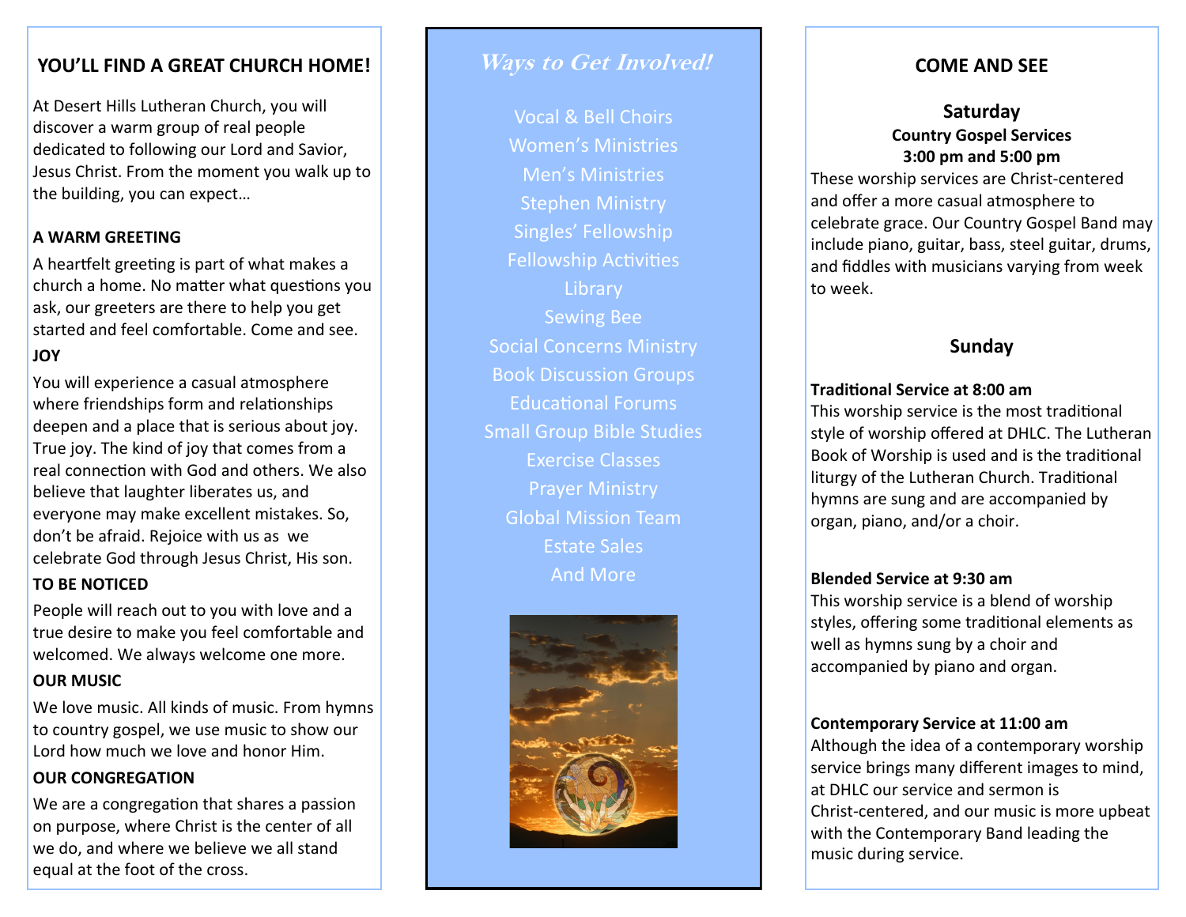## YOU'LL FIND A GREAT CHURCH HOME!

At Desert Hills Lutheran Church, you will discover a warm group of real people dedicated to following our Lord and Savior, Jesus Christ. From the moment you walk up to the building, you can expect…

**A WARM GREETING**

A heartfelt greeting is part of what makes a church a home. No matter what questions you ask, our greeters are there to help you get started and feel comfortable. Come and see.

**JOY**

You will experience a casual atmosphere where friendships form and relationships deepen and a place that is serious about joy. True joy. The kind of joy that comes from a real connection with God and others. We also believe that laughter liberates us, and everyone may make excellent mistakes. So, don't be afraid. Rejoice with us as we celebrate God through Jesus Christ, His son.

**TO BE NOTICED**

People will reach out to you with love and a true desire to make you feel comfortable and welcomed. We always welcome one more.

**OUR MUSIC**

We love music. All kinds of music. From hymns to country gospel, we use music to show our Lord how much we love and honor Him.

**OUR CONGREGATION**

We are a congregation that shares a passion on purpose, where Christ is the center of all we do, and where we believe we all stand equal at the foot of the cross.

## *Ways to Get Involved!*

Vocal & Bell Choirs
Women's Ministries
Men's Ministries
Stephen Ministry
Singles' Fellowship
Fellowship Activities
Library
Sewing Bee
Social Concerns Ministry
Book Discussion Groups
Educational Forums
Small Group Bible Studies
Exercise Classes
Prayer Ministry
Global Mission Team
Estate Sales
And More

## COME AND SEE

### Saturday

**Country Gospel Services**
**3:00 pm and 5:00 pm**

These worship services are Christ-centered and offer a more casual atmosphere to celebrate grace. Our Country Gospel Band may include piano, guitar, bass, steel guitar, drums, and fiddles with musicians varying from week to week.

### Sunday

**Traditional Service at 8:00 am**

This worship service is the most traditional style of worship offered at DHLC. The Lutheran Book of Worship is used and is the traditional liturgy of the Lutheran Church. Traditional hymns are sung and are accompanied by organ, piano, and/or a choir.

**Blended Service at 9:30 am**

This worship service is a blend of worship styles, offering some traditional elements as well as hymns sung by a choir and accompanied by piano and organ.

**Contemporary Service at 11:00 am**

Although the idea of a contemporary worship service brings many different images to mind, at DHLC our service and sermon is Christ-centered, and our music is more upbeat with the Contemporary Band leading the music during service.